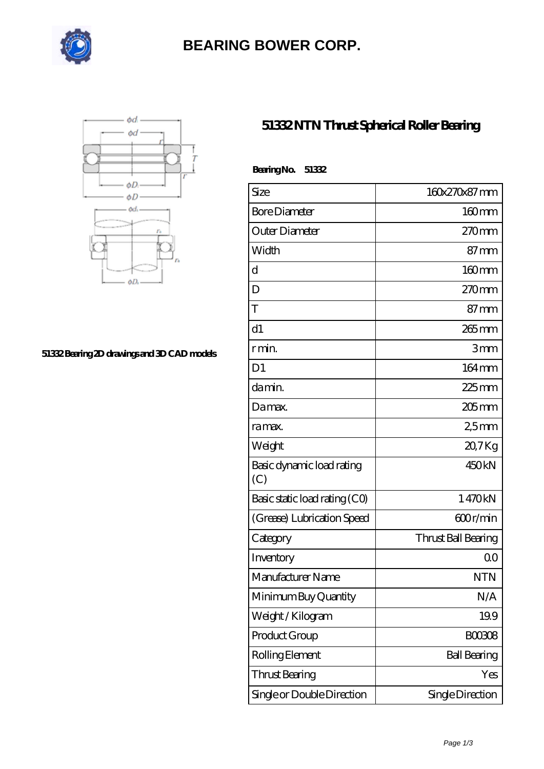# BEARING BOWER CORP.

51332 Bearing 2D drawings and 3D CAD models

## 51332 NTN Thrust Spherical Roller Bearing

**Bearing No. 51332**

| Size | 160x270x87 mm |
|---|---|
| Bore Diameter | 160 mm |
| Outer Diameter | 270 mm |
| Width | 87 mm |
| d | 160 mm |
| D | 270 mm |
| T | 87 mm |
| d1 | 265 mm |
| r min. | 3 mm |
| D1 | 164 mm |
| da min. | 225 mm |
| Da max. | 205 mm |
| ra max. | 2,5 mm |
| Weight | 20,7 Kg |
| Basic dynamic load rating (C) | 450 kN |
| Basic static load rating (C0) | 1 470 kN |
| (Grease) Lubrication Speed | 600 r/min |
| Category | Thrust Ball Bearing |
| Inventory | 0.0 |
| Manufacturer Name | NTN |
| Minimum Buy Quantity | N/A |
| Weight / Kilogram | 19.9 |
| Product Group | B00308 |
| Rolling Element | Ball Bearing |
| Thrust Bearing | Yes |
| Single or Double Direction | Single Direction |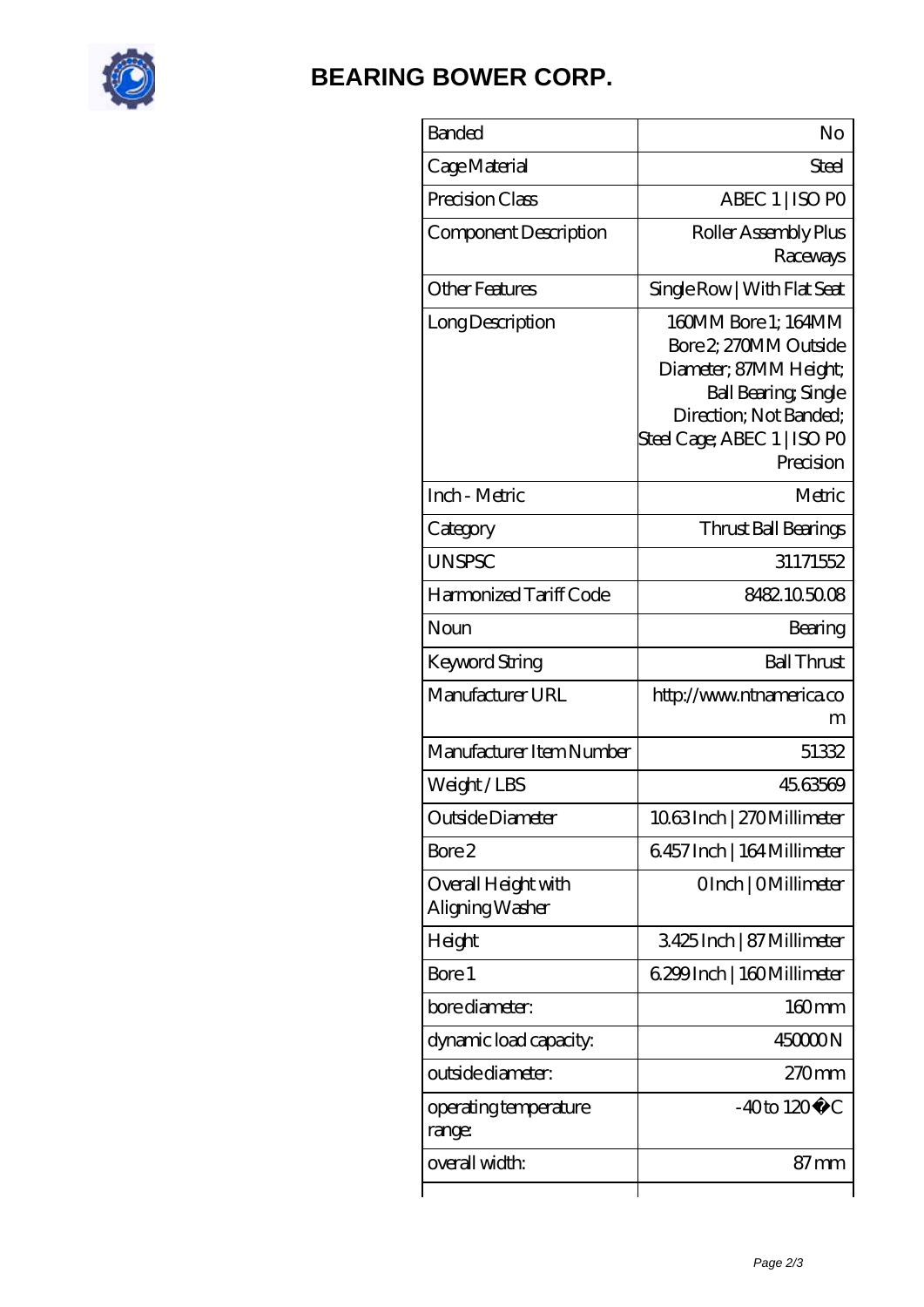# BEARING BOWER CORP.

| | |
|---|---|
| Banded | No |
| Cage Material | Steel |
| Precision Class | ABEC 1 \| ISO P0 |
| Component Description | Roller Assembly Plus Raceways |
| Other Features | Single Row \| With Flat Seat |
| Long Description | 160MM Bore 1; 164MM Bore 2; 270MM Outside Diameter; 87MM Height; Ball Bearing; Single Direction; Not Banded; Steel Cage; ABEC 1 \| ISO P0 Precision |
| Inch - Metric | Metric |
| Category | Thrust Ball Bearings |
| UNSPSC | 31171552 |
| Harmonized Tariff Code | 8482.10.50.08 |
| Noun | Bearing |
| Keyword String | Ball Thrust |
| Manufacturer URL | http://www.ntnamerica.com |
| Manufacturer Item Number | 51332 |
| Weight / LBS | 45.63569 |
| Outside Diameter | 10.63 Inch \| 270 Millimeter |
| Bore 2 | 6.457 Inch \| 164 Millimeter |
| Overall Height with Aligning Washer | 0 Inch \| 0 Millimeter |
| Height | 3.425 Inch \| 87 Millimeter |
| Bore 1 | 6.299 Inch \| 160 Millimeter |
| bore diameter: | 160 mm |
| dynamic load capacity: | 450000 N |
| outside diameter: | 270 mm |
| operating temperature range: | -40 to 120 �C |
| overall width: | 87 mm |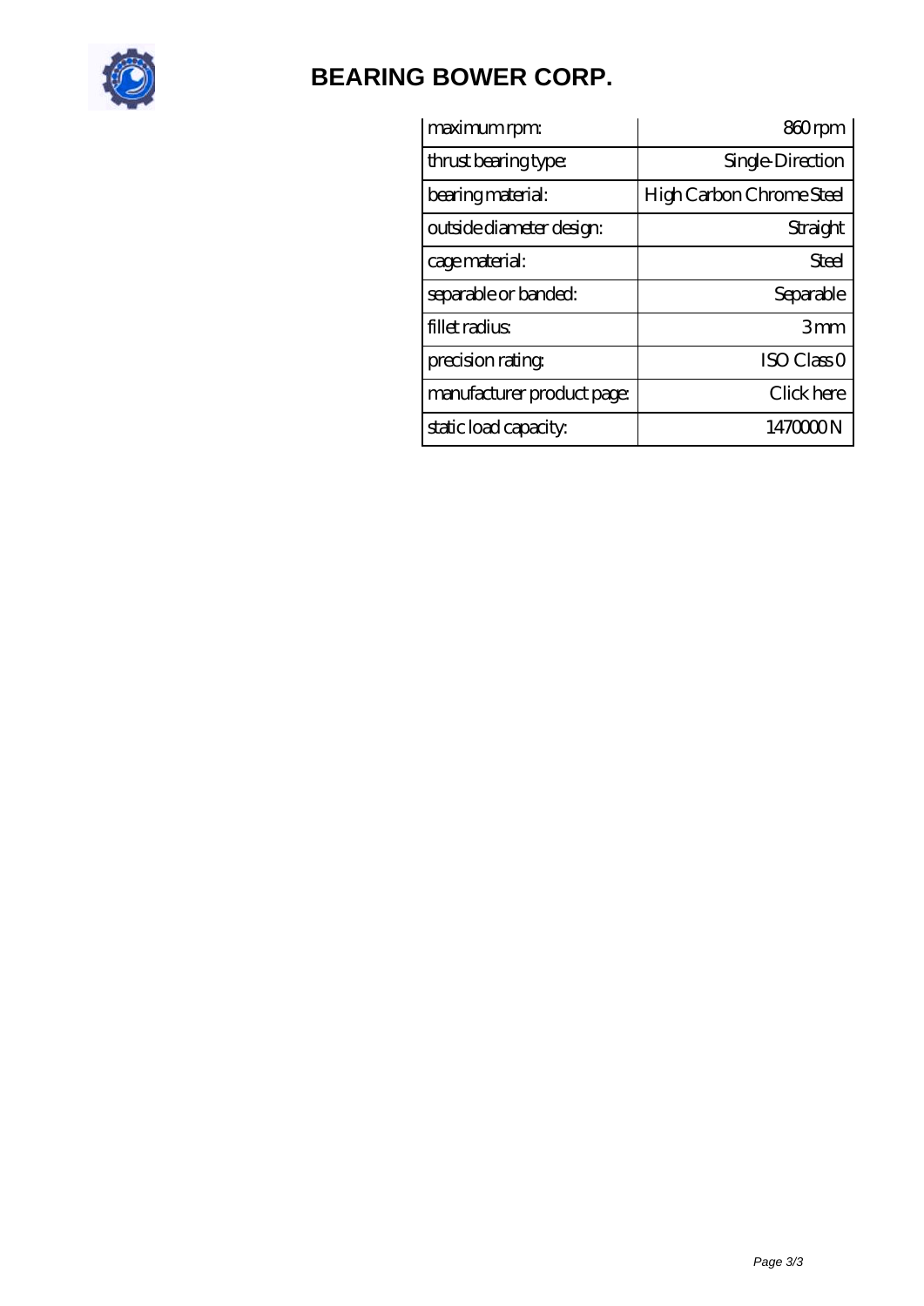# BEARING BOWER CORP.

| | |
|---|---|
| maximum rpm: | 860 rpm |
| thrust bearing type: | Single-Direction |
| bearing material: | High Carbon Chrome Steel |
| outside diameter design: | Straight |
| cage material: | Steel |
| separable or banded: | Separable |
| fillet radius: | 3 mm |
| precision rating: | ISO Class 0 |
| manufacturer product page: | Click here |
| static load capacity: | 1470000 N |